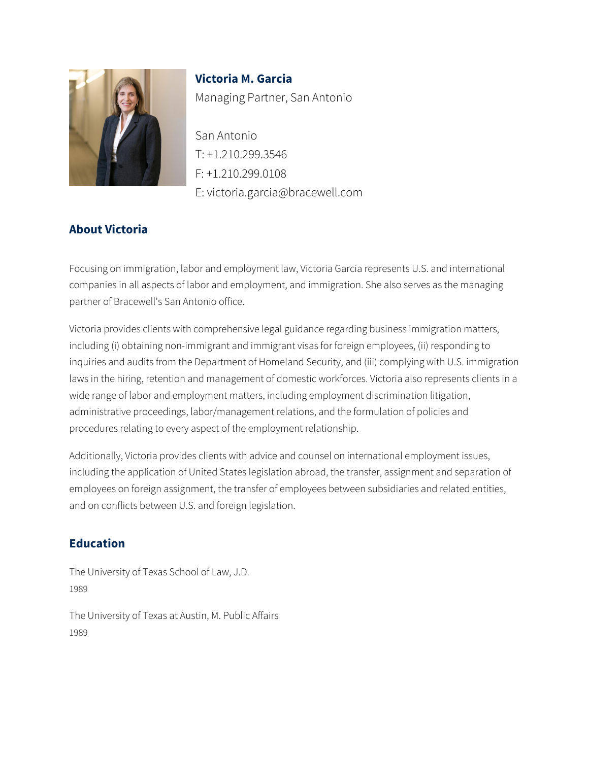**Victoria M. Garcia**

Managing Partner, San Antonio

San Antonio
T: +1.210.299.3546
F: +1.210.299.0108
E: victoria.garcia@bracewell.com

## About Victoria

Focusing on immigration, labor and employment law, Victoria Garcia represents U.S. and international companies in all aspects of labor and employment, and immigration. She also serves as the managing partner of Bracewell's San Antonio office.

Victoria provides clients with comprehensive legal guidance regarding business immigration matters, including (i) obtaining non-immigrant and immigrant visas for foreign employees, (ii) responding to inquiries and audits from the Department of Homeland Security, and (iii) complying with U.S. immigration laws in the hiring, retention and management of domestic workforces. Victoria also represents clients in a wide range of labor and employment matters, including employment discrimination litigation, administrative proceedings, labor/management relations, and the formulation of policies and procedures relating to every aspect of the employment relationship.

Additionally, Victoria provides clients with advice and counsel on international employment issues, including the application of United States legislation abroad, the transfer, assignment and separation of employees on foreign assignment, the transfer of employees between subsidiaries and related entities, and on conflicts between U.S. and foreign legislation.

## Education

The University of Texas School of Law, J.D.
1989

The University of Texas at Austin, M. Public Affairs
1989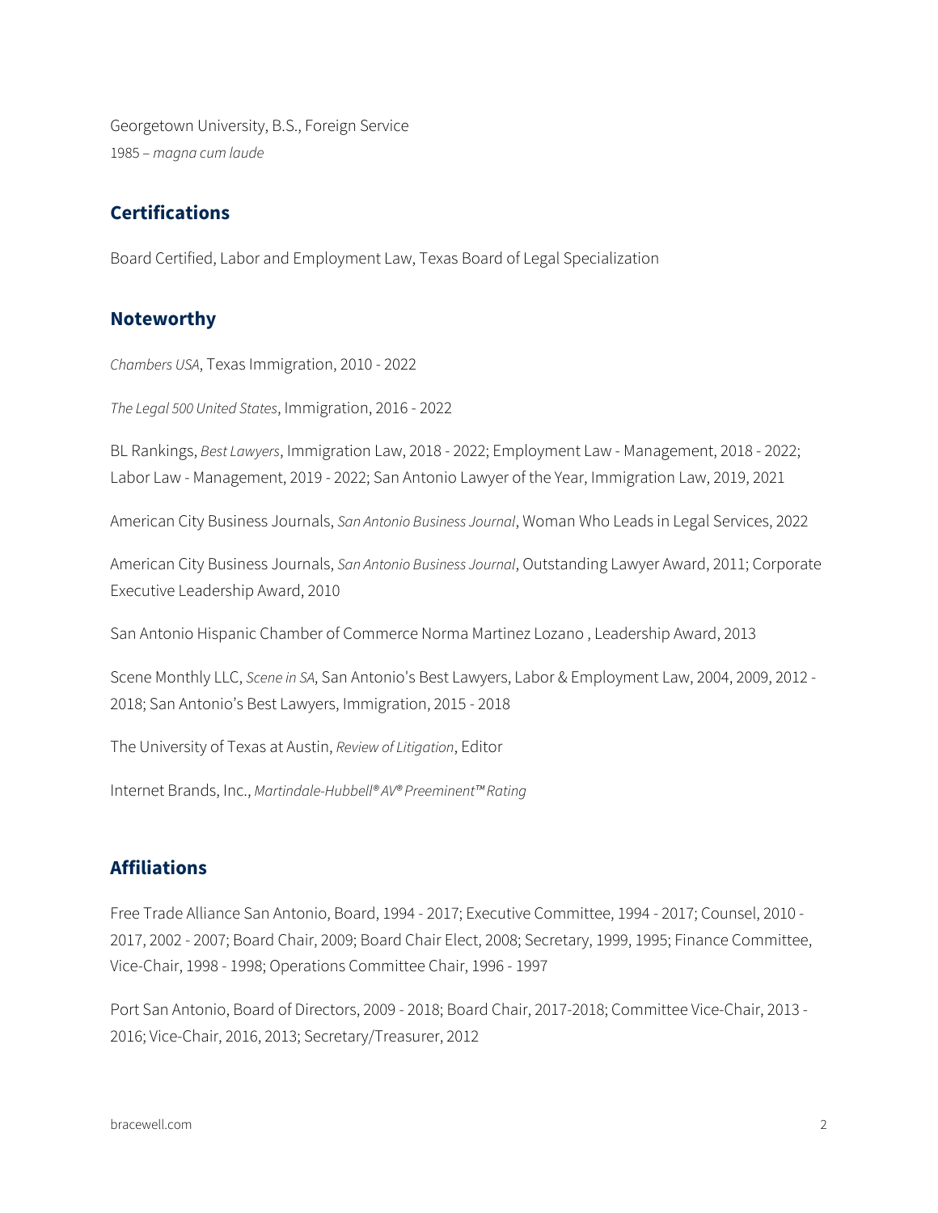Georgetown University, B.S., Foreign Service
1985 – *magna cum laude*

## Certifications

Board Certified, Labor and Employment Law, Texas Board of Legal Specialization

## Noteworthy

*Chambers USA*, Texas Immigration, 2010 - 2022

*The Legal 500 United States*, Immigration, 2016 - 2022

BL Rankings, *Best Lawyers*, Immigration Law, 2018 - 2022; Employment Law - Management, 2018 - 2022; Labor Law - Management, 2019 - 2022; San Antonio Lawyer of the Year, Immigration Law, 2019, 2021

American City Business Journals, *San Antonio Business Journal*, Woman Who Leads in Legal Services, 2022

American City Business Journals, *San Antonio Business Journal*, Outstanding Lawyer Award, 2011; Corporate Executive Leadership Award, 2010

San Antonio Hispanic Chamber of Commerce Norma Martinez Lozano , Leadership Award, 2013

Scene Monthly LLC, *Scene in SA*, San Antonio's Best Lawyers, Labor & Employment Law, 2004, 2009, 2012 - 2018; San Antonio's Best Lawyers, Immigration, 2015 - 2018

The University of Texas at Austin, *Review of Litigation*, Editor

Internet Brands, Inc., *Martindale-Hubbell® AV® Preeminent™ Rating*

## Affiliations

Free Trade Alliance San Antonio, Board, 1994 - 2017; Executive Committee, 1994 - 2017; Counsel, 2010 - 2017, 2002 - 2007; Board Chair, 2009; Board Chair Elect, 2008; Secretary, 1999, 1995; Finance Committee, Vice-Chair, 1998 - 1998; Operations Committee Chair, 1996 - 1997

Port San Antonio, Board of Directors, 2009 - 2018; Board Chair, 2017-2018; Committee Vice-Chair, 2013 - 2016; Vice-Chair, 2016, 2013; Secretary/Treasurer, 2012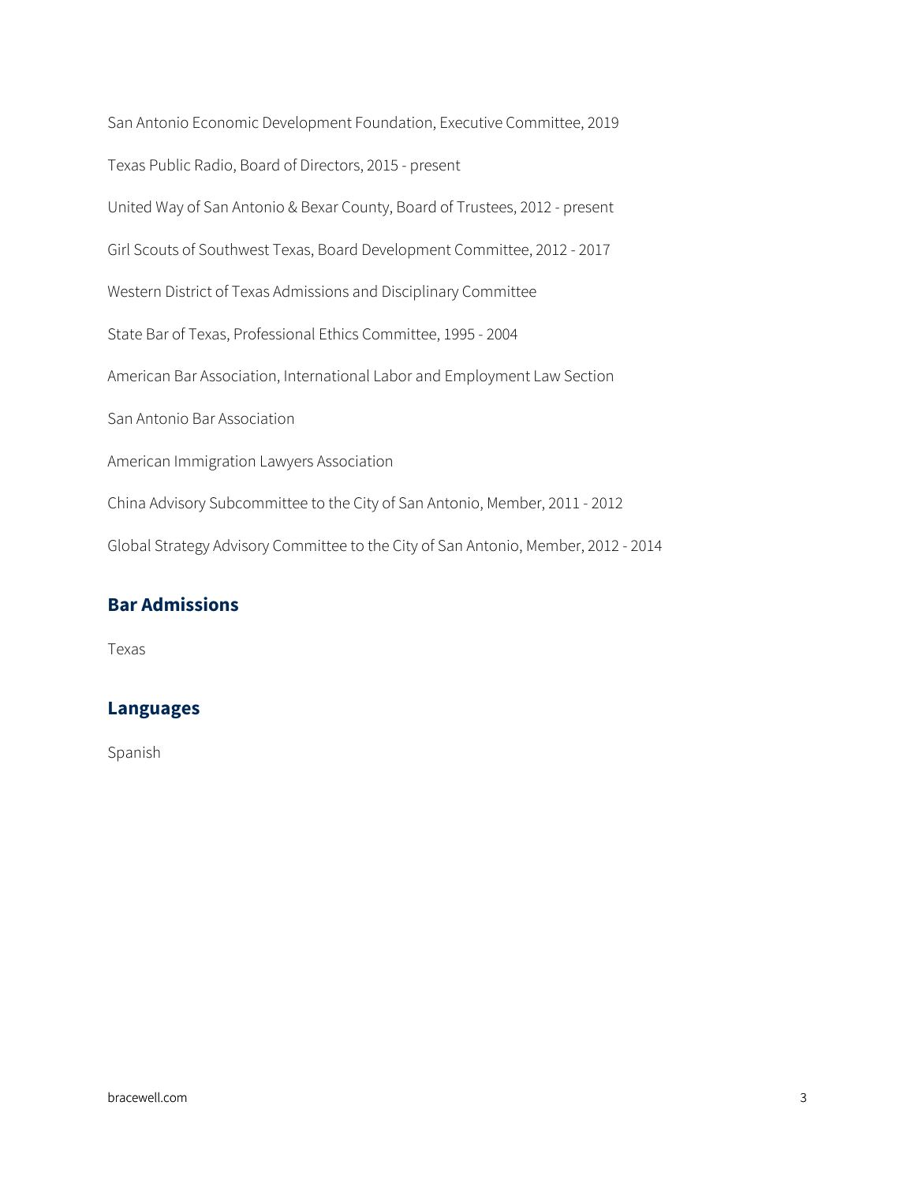San Antonio Economic Development Foundation, Executive Committee, 2019

Texas Public Radio, Board of Directors, 2015 - present

United Way of San Antonio & Bexar County, Board of Trustees, 2012 - present

Girl Scouts of Southwest Texas, Board Development Committee, 2012 - 2017

Western District of Texas Admissions and Disciplinary Committee

State Bar of Texas, Professional Ethics Committee, 1995 - 2004

American Bar Association, International Labor and Employment Law Section

San Antonio Bar Association

American Immigration Lawyers Association

China Advisory Subcommittee to the City of San Antonio, Member, 2011 - 2012

Global Strategy Advisory Committee to the City of San Antonio, Member, 2012 - 2014

## Bar Admissions

Texas

## Languages

Spanish